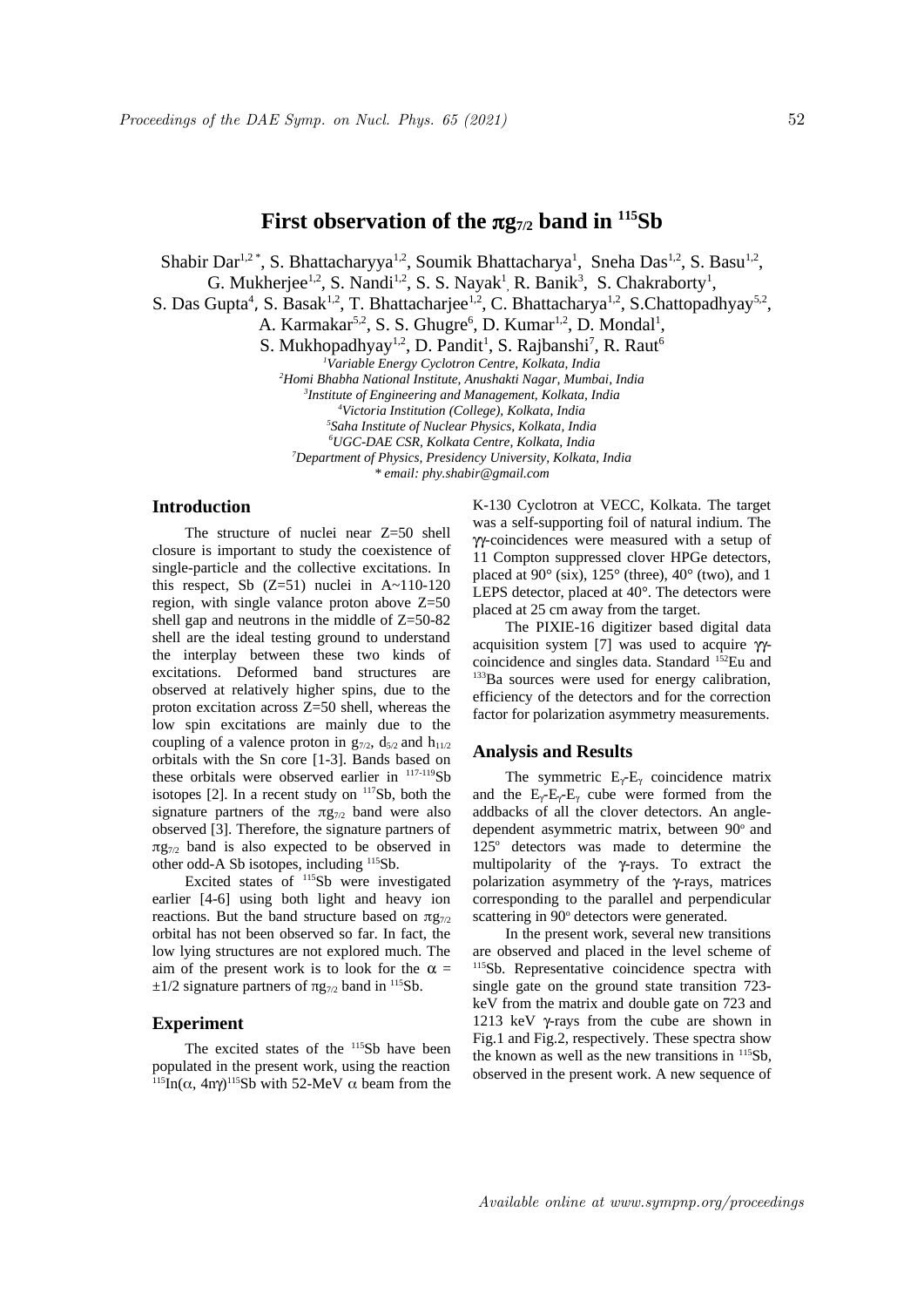# First observation of the $\pi g_{7/2}$ band in $^{115}$Sb

Shabir Dar[1,2,*], S. Bhattacharyya[1,2], Soumik Bhattacharya[1], Sneha Das[1,2], S. Basu[1,2], G. Mukherjee[1,2], S. Nandi[1,2], S. S. Nayak[1], R. Banik[3], S. Chakraborty[1], S. Das Gupta[4], S. Basak[1,2], T. Bhattacharjee[1,2], C. Bhattacharya[1,2], S.Chattopadhyay[5,2], A. Karmakar[5,2], S. S. Ghugre[6], D. Kumar[1,2], D. Mondal[1], S. Mukhopadhyay[1,2], D. Pandit[1], S. Rajbanshi[7], R. Raut[6]

*[1]Variable Energy Cyclotron Centre, Kolkata, India*
*[2]Homi Bhabha National Institute, Anushakti Nagar, Mumbai, India*
*[3]Institute of Engineering and Management, Kolkata, India*
*[4]Victoria Institution (College), Kolkata, India*
*[5]Saha Institute of Nuclear Physics, Kolkata, India*
*[6]UGC-DAE CSR, Kolkata Centre, Kolkata, India*
*[7]Department of Physics, Presidency University, Kolkata, India*
*\* email: phy.shabir@gmail.com*

## Introduction

The structure of nuclei near Z=50 shell closure is important to study the coexistence of single-particle and the collective excitations. In this respect, Sb (Z=51) nuclei in A~110-120 region, with single valance proton above Z=50 shell gap and neutrons in the middle of Z=50-82 shell are the ideal testing ground to understand the interplay between these two kinds of excitations. Deformed band structures are observed at relatively higher spins, due to the proton excitation across Z=50 shell, whereas the low spin excitations are mainly due to the coupling of a valence proton in $g_{7/2}$, $d_{5/2}$ and $h_{11/2}$ orbitals with the Sn core [1-3]. Bands based on these orbitals were observed earlier in $^{117-119}$Sb isotopes [2]. In a recent study on $^{117}$Sb, both the signature partners of the $\pi g_{7/2}$ band were also observed [3]. Therefore, the signature partners of $\pi g_{7/2}$ band is also expected to be observed in other odd-A Sb isotopes, including $^{115}$Sb.

Excited states of $^{115}$Sb were investigated earlier [4-6] using both light and heavy ion reactions. But the band structure based on $\pi g_{7/2}$ orbital has not been observed so far. In fact, the low lying structures are not explored much. The aim of the present work is to look for the $\alpha = \pm 1/2$ signature partners of $\pi g_{7/2}$ band in $^{115}$Sb.

## Experiment

The excited states of the $^{115}$Sb have been populated in the present work, using the reaction $^{115}$In($\alpha$, 4n$\gamma$)$^{115}$Sb with 52-MeV $\alpha$ beam from the K-130 Cyclotron at VECC, Kolkata. The target was a self-supporting foil of natural indium. The $\gamma\gamma$-coincidences were measured with a setup of 11 Compton suppressed clover HPGe detectors, placed at 90° (six), 125° (three), 40° (two), and 1 LEPS detector, placed at 40°. The detectors were placed at 25 cm away from the target.

The PIXIE-16 digitizer based digital data acquisition system [7] was used to acquire $\gamma\gamma$-coincidence and singles data. Standard $^{152}$Eu and $^{133}$Ba sources were used for energy calibration, efficiency of the detectors and for the correction factor for polarization asymmetry measurements.

## Analysis and Results

The symmetric $E_\gamma$-$E_\gamma$ coincidence matrix and the $E_\gamma$-$E_\gamma$-$E_\gamma$ cube were formed from the addbacks of all the clover detectors. An angle-dependent asymmetric matrix, between 90° and 125° detectors was made to determine the multipolarity of the $\gamma$-rays. To extract the polarization asymmetry of the $\gamma$-rays, matrices corresponding to the parallel and perpendicular scattering in 90° detectors were generated.

In the present work, several new transitions are observed and placed in the level scheme of $^{115}$Sb. Representative coincidence spectra with single gate on the ground state transition 723-keV from the matrix and double gate on 723 and 1213 keV $\gamma$-rays from the cube are shown in Fig.1 and Fig.2, respectively. These spectra show the known as well as the new transitions in $^{115}$Sb, observed in the present work. A new sequence of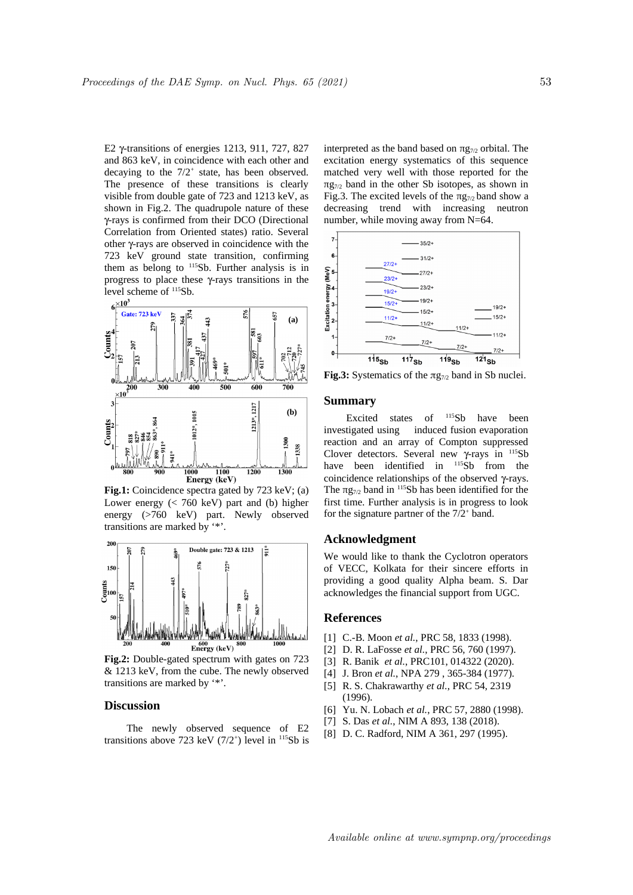E2 γ-transitions of energies 1213, 911, 727, 827 and 863 keV, in coincidence with each other and decaying to the $7/2^+$ state, has been observed. The presence of these transitions is clearly visible from double gate of 723 and 1213 keV, as shown in Fig.2. The quadrupole nature of these γ-rays is confirmed from their DCO (Directional Correlation from Oriented states) ratio. Several other γ-rays are observed in coincidence with the 723 keV ground state transition, confirming them as belong to $^{115}$Sb. Further analysis is in progress to place these γ-rays transitions in the level scheme of $^{115}$Sb.

Gate: 723 keV
(a)
(b)
Counts
Energy (keV)

**Fig.1:** Coincidence spectra gated by 723 keV; (a) Lower energy (< 760 keV) part and (b) higher energy (>760 keV) part. Newly observed transitions are marked by '*'.

Double gate: 723 & 1213
Counts
Energy (keV)

**Fig.2:** Double-gated spectrum with gates on 723 & 1213 keV, from the cube. The newly observed transitions are marked by '*'.

## Discussion

The newly observed sequence of E2 transitions above 723 keV ($7/2^+$) level in $^{115}$Sb is interpreted as the band based on $\pi g_{7/2}$ orbital. The excitation energy systematics of this sequence matched very well with those reported for the $\pi g_{7/2}$ band in the other Sb isotopes, as shown in Fig.3. The excited levels of the $\pi g_{7/2}$ band show a decreasing trend with increasing neutron number, while moving away from N=64.

Excitation energy (MeV)
$^{115}$Sb $^{117}$Sb $^{119}$Sb $^{121}$Sb

**Fig.3:** Systematics of the $\pi g_{7/2}$ band in Sb nuclei.

## Summary

Excited states of $^{115}$Sb have been investigated using induced fusion evaporation reaction and an array of Compton suppressed Clover detectors. Several new γ-rays in $^{115}$Sb have been identified in $^{115}$Sb from the coincidence relationships of the observed γ-rays. The $\pi g_{7/2}$ band in $^{115}$Sb has been identified for the first time. Further analysis is in progress to look for the signature partner of the $7/2^+$ band.

## Acknowledgment

We would like to thank the Cyclotron operators of VECC, Kolkata for their sincere efforts in providing a good quality Alpha beam. S. Dar acknowledges the financial support from UGC.

## References

[1] C.-B. Moon *et al.*, PRC 58, 1833 (1998).
[2] D. R. LaFosse *et al.*, PRC 56, 760 (1997).
[3] R. Banik *et al.*, PRC101, 014322 (2020).
[4] J. Bron *et al.*, NPA 279 , 365-384 (1977).
[5] R. S. Chakrawarthy *et al.*, PRC 54, 2319 (1996).
[6] Yu. N. Lobach *et al.*, PRC 57, 2880 (1998).
[7] S. Das *et al.*, NIM A 893, 138 (2018).
[8] D. C. Radford, NIM A 361, 297 (1995).